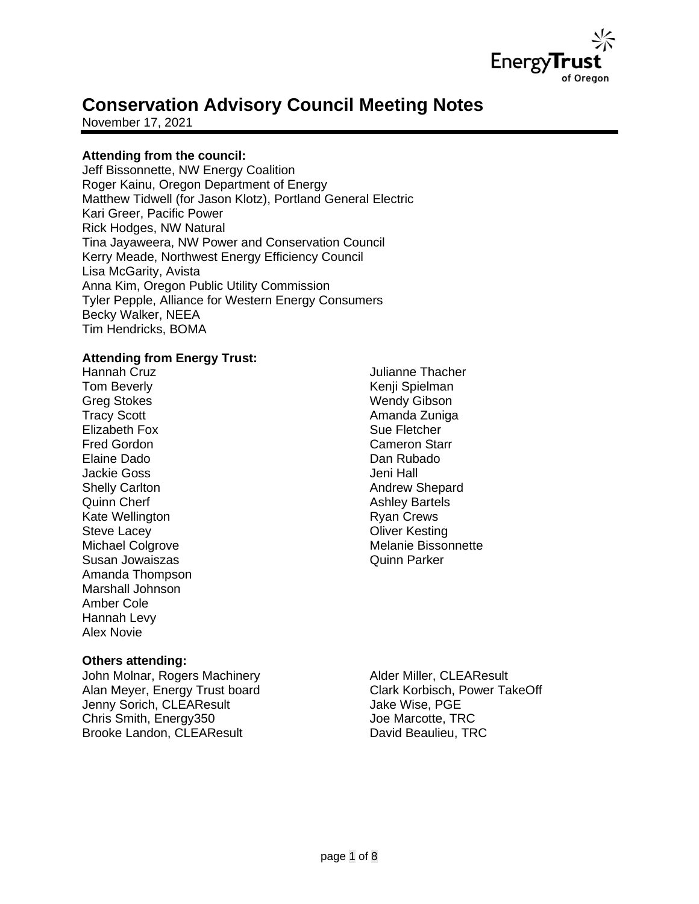# Conservation Advisory Council Meeting Notes

November 17, 2021

**Attending from the council:**

Jeff Bissonnette, NW Energy Coalition
Roger Kainu, Oregon Department of Energy
Matthew Tidwell (for Jason Klotz), Portland General Electric
Kari Greer, Pacific Power
Rick Hodges, NW Natural
Tina Jayaweera, NW Power and Conservation Council
Kerry Meade, Northwest Energy Efficiency Council
Lisa McGarity, Avista
Anna Kim, Oregon Public Utility Commission
Tyler Pepple, Alliance for Western Energy Consumers
Becky Walker, NEEA
Tim Hendricks, BOMA

**Attending from Energy Trust:**

Hannah Cruz
Tom Beverly
Greg Stokes
Tracy Scott
Elizabeth Fox
Fred Gordon
Elaine Dado
Jackie Goss
Shelly Carlton
Quinn Cherf
Kate Wellington
Steve Lacey
Michael Colgrove
Susan Jowaiszas
Amanda Thompson
Marshall Johnson
Amber Cole
Hannah Levy
Alex Novie
Julianne Thacher
Kenji Spielman
Wendy Gibson
Amanda Zuniga
Sue Fletcher
Cameron Starr
Dan Rubado
Jeni Hall
Andrew Shepard
Ashley Bartels
Ryan Crews
Oliver Kesting
Melanie Bissonnette
Quinn Parker

**Others attending:**

John Molnar, Rogers Machinery
Alan Meyer, Energy Trust board
Jenny Sorich, CLEAResult
Chris Smith, Energy350
Brooke Landon, CLEAResult
Alder Miller, CLEAResult
Clark Korbisch, Power TakeOff
Jake Wise, PGE
Joe Marcotte, TRC
David Beaulieu, TRC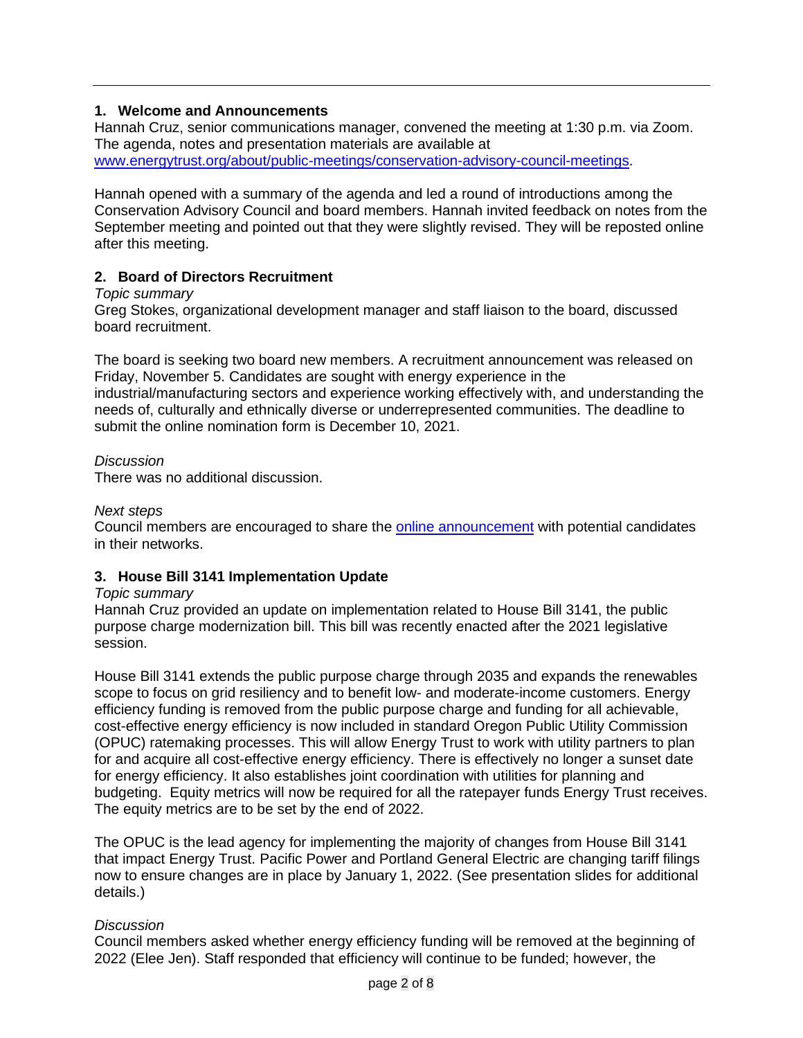## 1. Welcome and Announcements

Hannah Cruz, senior communications manager, convened the meeting at 1:30 p.m. via Zoom. The agenda, notes and presentation materials are available at [www.energytrust.org/about/public-meetings/conservation-advisory-council-meetings](www.energytrust.org/about/public-meetings/conservation-advisory-council-meetings).

Hannah opened with a summary of the agenda and led a round of introductions among the Conservation Advisory Council and board members. Hannah invited feedback on notes from the September meeting and pointed out that they were slightly revised. They will be reposted online after this meeting.

## 2. Board of Directors Recruitment

*Topic summary*

Greg Stokes, organizational development manager and staff liaison to the board, discussed board recruitment.

The board is seeking two board new members. A recruitment announcement was released on Friday, November 5. Candidates are sought with energy experience in the industrial/manufacturing sectors and experience working effectively with, and understanding the needs of, culturally and ethnically diverse or underrepresented communities. The deadline to submit the online nomination form is December 10, 2021.

*Discussion*

There was no additional discussion.

*Next steps*

Council members are encouraged to share the online announcement with potential candidates in their networks.

## 3. House Bill 3141 Implementation Update

*Topic summary*

Hannah Cruz provided an update on implementation related to House Bill 3141, the public purpose charge modernization bill. This bill was recently enacted after the 2021 legislative session.

House Bill 3141 extends the public purpose charge through 2035 and expands the renewables scope to focus on grid resiliency and to benefit low- and moderate-income customers. Energy efficiency funding is removed from the public purpose charge and funding for all achievable, cost-effective energy efficiency is now included in standard Oregon Public Utility Commission (OPUC) ratemaking processes. This will allow Energy Trust to work with utility partners to plan for and acquire all cost-effective energy efficiency. There is effectively no longer a sunset date for energy efficiency. It also establishes joint coordination with utilities for planning and budgeting. Equity metrics will now be required for all the ratepayer funds Energy Trust receives. The equity metrics are to be set by the end of 2022.

The OPUC is the lead agency for implementing the majority of changes from House Bill 3141 that impact Energy Trust. Pacific Power and Portland General Electric are changing tariff filings now to ensure changes are in place by January 1, 2022. (See presentation slides for additional details.)

*Discussion*

Council members asked whether energy efficiency funding will be removed at the beginning of 2022 (Elee Jen). Staff responded that efficiency will continue to be funded; however, the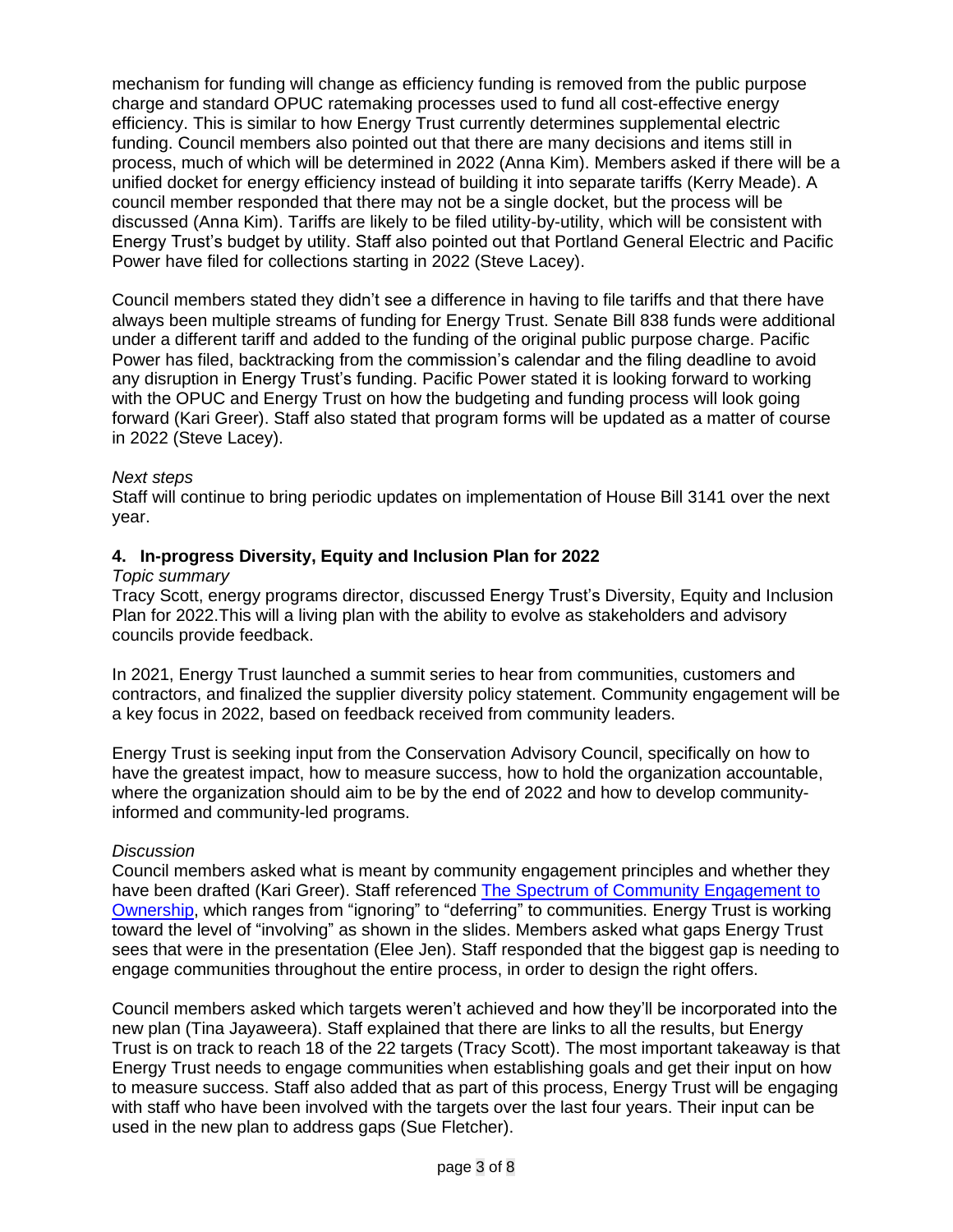mechanism for funding will change as efficiency funding is removed from the public purpose charge and standard OPUC ratemaking processes used to fund all cost-effective energy efficiency. This is similar to how Energy Trust currently determines supplemental electric funding. Council members also pointed out that there are many decisions and items still in process, much of which will be determined in 2022 (Anna Kim). Members asked if there will be a unified docket for energy efficiency instead of building it into separate tariffs (Kerry Meade). A council member responded that there may not be a single docket, but the process will be discussed (Anna Kim). Tariffs are likely to be filed utility-by-utility, which will be consistent with Energy Trust's budget by utility. Staff also pointed out that Portland General Electric and Pacific Power have filed for collections starting in 2022 (Steve Lacey).

Council members stated they didn't see a difference in having to file tariffs and that there have always been multiple streams of funding for Energy Trust. Senate Bill 838 funds were additional under a different tariff and added to the funding of the original public purpose charge. Pacific Power has filed, backtracking from the commission's calendar and the filing deadline to avoid any disruption in Energy Trust's funding. Pacific Power stated it is looking forward to working with the OPUC and Energy Trust on how the budgeting and funding process will look going forward (Kari Greer). Staff also stated that program forms will be updated as a matter of course in 2022 (Steve Lacey).

*Next steps*

Staff will continue to bring periodic updates on implementation of House Bill 3141 over the next year.

## 4. In-progress Diversity, Equity and Inclusion Plan for 2022

*Topic summary*

Tracy Scott, energy programs director, discussed Energy Trust's Diversity, Equity and Inclusion Plan for 2022.This will a living plan with the ability to evolve as stakeholders and advisory councils provide feedback.

In 2021, Energy Trust launched a summit series to hear from communities, customers and contractors, and finalized the supplier diversity policy statement. Community engagement will be a key focus in 2022, based on feedback received from community leaders.

Energy Trust is seeking input from the Conservation Advisory Council, specifically on how to have the greatest impact, how to measure success, how to hold the organization accountable, where the organization should aim to be by the end of 2022 and how to develop community-informed and community-led programs.

*Discussion*

Council members asked what is meant by community engagement principles and whether they have been drafted (Kari Greer). Staff referenced [The Spectrum of Community Engagement to Ownership](), which ranges from "ignoring" to "deferring" to communities. Energy Trust is working toward the level of "involving" as shown in the slides. Members asked what gaps Energy Trust sees that were in the presentation (Elee Jen). Staff responded that the biggest gap is needing to engage communities throughout the entire process, in order to design the right offers.

Council members asked which targets weren't achieved and how they'll be incorporated into the new plan (Tina Jayaweera). Staff explained that there are links to all the results, but Energy Trust is on track to reach 18 of the 22 targets (Tracy Scott). The most important takeaway is that Energy Trust needs to engage communities when establishing goals and get their input on how to measure success. Staff also added that as part of this process, Energy Trust will be engaging with staff who have been involved with the targets over the last four years. Their input can be used in the new plan to address gaps (Sue Fletcher).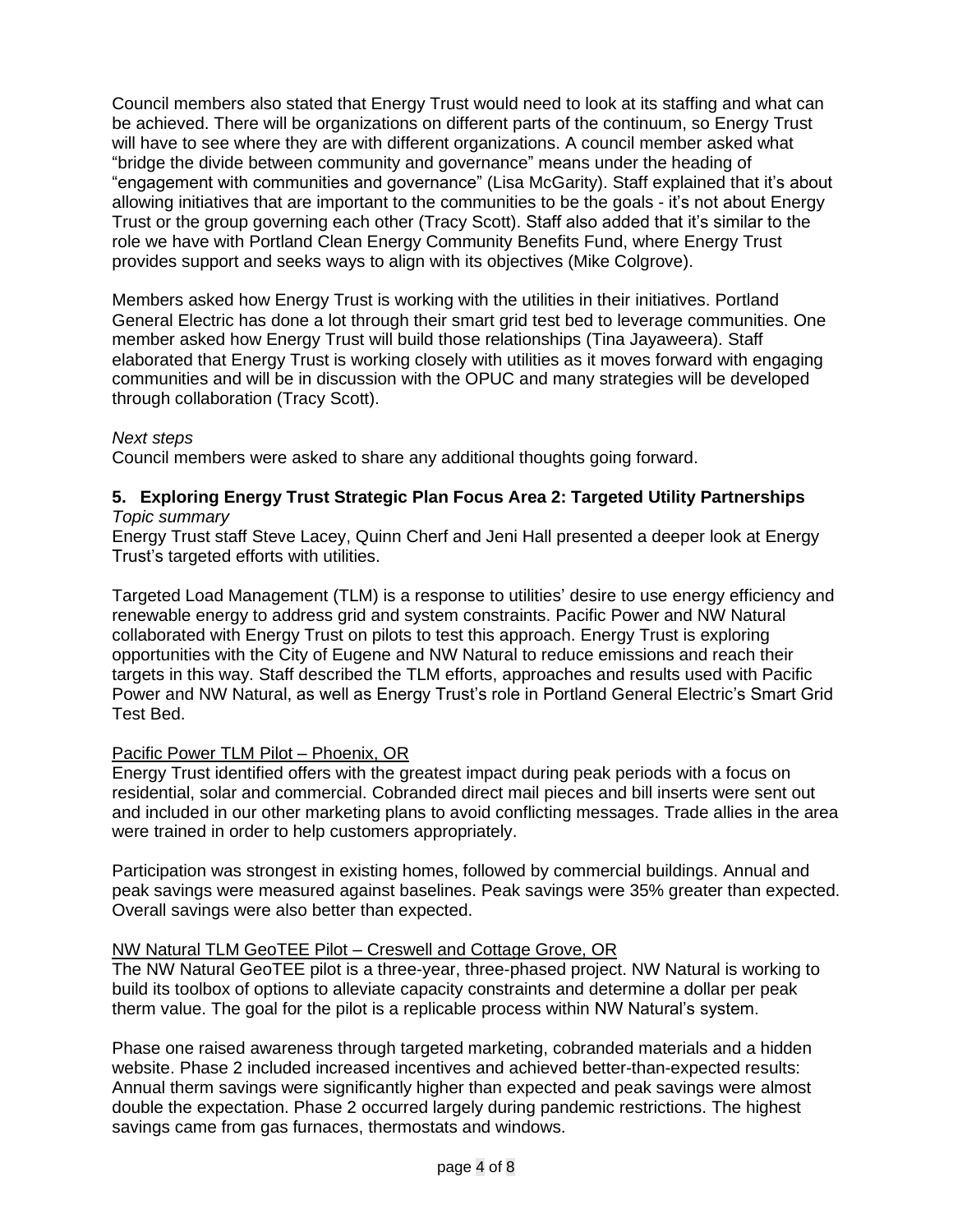Council members also stated that Energy Trust would need to look at its staffing and what can be achieved. There will be organizations on different parts of the continuum, so Energy Trust will have to see where they are with different organizations. A council member asked what "bridge the divide between community and governance" means under the heading of "engagement with communities and governance" (Lisa McGarity). Staff explained that it's about allowing initiatives that are important to the communities to be the goals - it's not about Energy Trust or the group governing each other (Tracy Scott). Staff also added that it's similar to the role we have with Portland Clean Energy Community Benefits Fund, where Energy Trust provides support and seeks ways to align with its objectives (Mike Colgrove).

Members asked how Energy Trust is working with the utilities in their initiatives. Portland General Electric has done a lot through their smart grid test bed to leverage communities. One member asked how Energy Trust will build those relationships (Tina Jayaweera). Staff elaborated that Energy Trust is working closely with utilities as it moves forward with engaging communities and will be in discussion with the OPUC and many strategies will be developed through collaboration (Tracy Scott).

*Next steps*
Council members were asked to share any additional thoughts going forward.

### 5. Exploring Energy Trust Strategic Plan Focus Area 2: Targeted Utility Partnerships

*Topic summary*
Energy Trust staff Steve Lacey, Quinn Cherf and Jeni Hall presented a deeper look at Energy Trust's targeted efforts with utilities.

Targeted Load Management (TLM) is a response to utilities' desire to use energy efficiency and renewable energy to address grid and system constraints. Pacific Power and NW Natural collaborated with Energy Trust on pilots to test this approach. Energy Trust is exploring opportunities with the City of Eugene and NW Natural to reduce emissions and reach their targets in this way. Staff described the TLM efforts, approaches and results used with Pacific Power and NW Natural, as well as Energy Trust's role in Portland General Electric's Smart Grid Test Bed.

Pacific Power TLM Pilot – Phoenix, OR
Energy Trust identified offers with the greatest impact during peak periods with a focus on residential, solar and commercial. Cobranded direct mail pieces and bill inserts were sent out and included in our other marketing plans to avoid conflicting messages. Trade allies in the area were trained in order to help customers appropriately.

Participation was strongest in existing homes, followed by commercial buildings. Annual and peak savings were measured against baselines. Peak savings were 35% greater than expected. Overall savings were also better than expected.

NW Natural TLM GeoTEE Pilot – Creswell and Cottage Grove, OR
The NW Natural GeoTEE pilot is a three-year, three-phased project. NW Natural is working to build its toolbox of options to alleviate capacity constraints and determine a dollar per peak therm value. The goal for the pilot is a replicable process within NW Natural's system.

Phase one raised awareness through targeted marketing, cobranded materials and a hidden website. Phase 2 included increased incentives and achieved better-than-expected results: Annual therm savings were significantly higher than expected and peak savings were almost double the expectation. Phase 2 occurred largely during pandemic restrictions. The highest savings came from gas furnaces, thermostats and windows.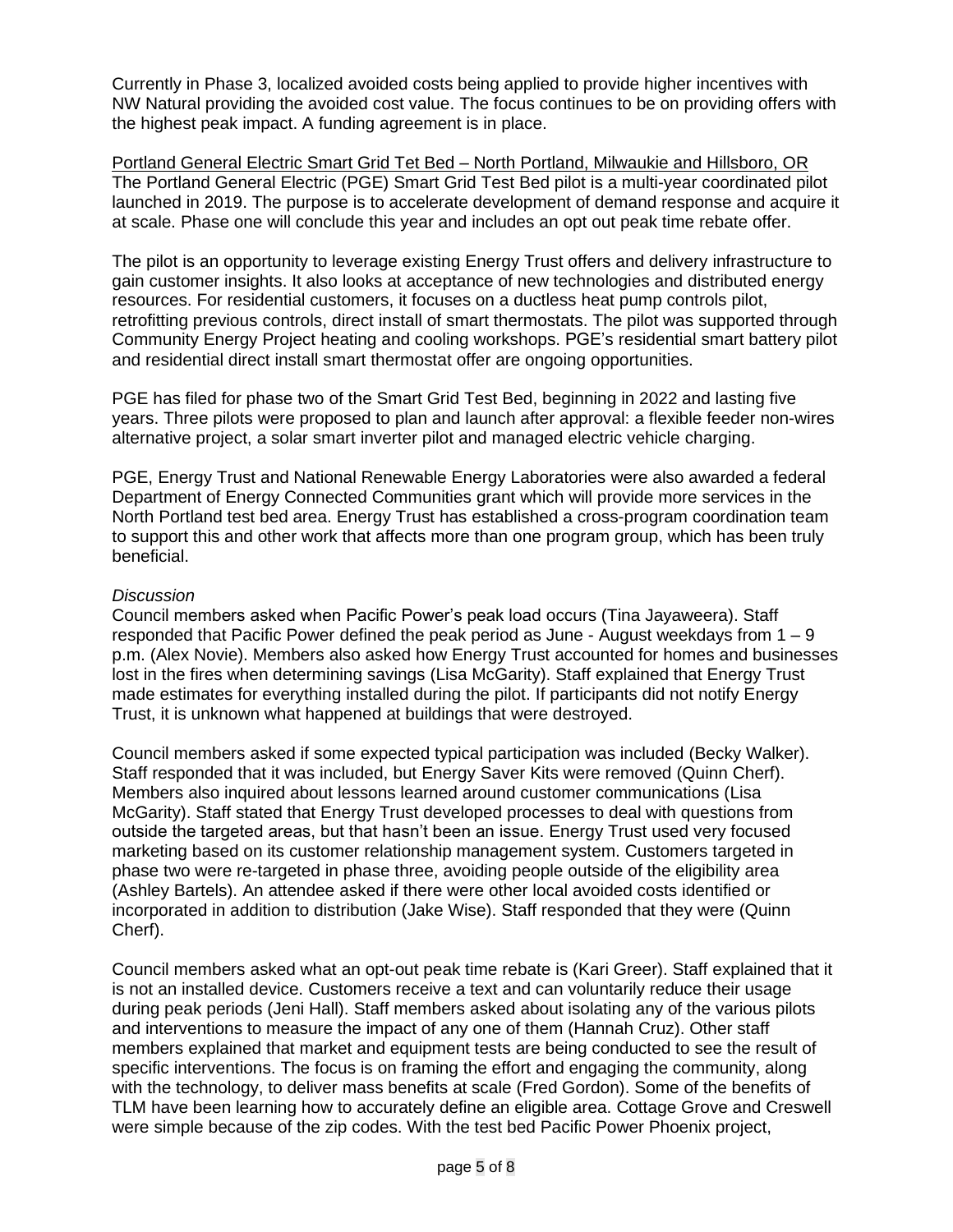Currently in Phase 3, localized avoided costs being applied to provide higher incentives with NW Natural providing the avoided cost value. The focus continues to be on providing offers with the highest peak impact. A funding agreement is in place.

<u>Portland General Electric Smart Grid Tet Bed – North Portland, Milwaukie and Hillsboro, OR</u>
The Portland General Electric (PGE) Smart Grid Test Bed pilot is a multi-year coordinated pilot launched in 2019. The purpose is to accelerate development of demand response and acquire it at scale. Phase one will conclude this year and includes an opt out peak time rebate offer.

The pilot is an opportunity to leverage existing Energy Trust offers and delivery infrastructure to gain customer insights. It also looks at acceptance of new technologies and distributed energy resources. For residential customers, it focuses on a ductless heat pump controls pilot, retrofitting previous controls, direct install of smart thermostats. The pilot was supported through Community Energy Project heating and cooling workshops. PGE's residential smart battery pilot and residential direct install smart thermostat offer are ongoing opportunities.

PGE has filed for phase two of the Smart Grid Test Bed, beginning in 2022 and lasting five years. Three pilots were proposed to plan and launch after approval: a flexible feeder non-wires alternative project, a solar smart inverter pilot and managed electric vehicle charging.

PGE, Energy Trust and National Renewable Energy Laboratories were also awarded a federal Department of Energy Connected Communities grant which will provide more services in the North Portland test bed area. Energy Trust has established a cross-program coordination team to support this and other work that affects more than one program group, which has been truly beneficial.

*Discussion*
Council members asked when Pacific Power's peak load occurs (Tina Jayaweera). Staff responded that Pacific Power defined the peak period as June - August weekdays from 1 – 9 p.m. (Alex Novie). Members also asked how Energy Trust accounted for homes and businesses lost in the fires when determining savings (Lisa McGarity). Staff explained that Energy Trust made estimates for everything installed during the pilot. If participants did not notify Energy Trust, it is unknown what happened at buildings that were destroyed.

Council members asked if some expected typical participation was included (Becky Walker). Staff responded that it was included, but Energy Saver Kits were removed (Quinn Cherf). Members also inquired about lessons learned around customer communications (Lisa McGarity). Staff stated that Energy Trust developed processes to deal with questions from outside the targeted areas, but that hasn't been an issue. Energy Trust used very focused marketing based on its customer relationship management system. Customers targeted in phase two were re-targeted in phase three, avoiding people outside of the eligibility area (Ashley Bartels). An attendee asked if there were other local avoided costs identified or incorporated in addition to distribution (Jake Wise). Staff responded that they were (Quinn Cherf).

Council members asked what an opt-out peak time rebate is (Kari Greer). Staff explained that it is not an installed device. Customers receive a text and can voluntarily reduce their usage during peak periods (Jeni Hall). Staff members asked about isolating any of the various pilots and interventions to measure the impact of any one of them (Hannah Cruz). Other staff members explained that market and equipment tests are being conducted to see the result of specific interventions. The focus is on framing the effort and engaging the community, along with the technology, to deliver mass benefits at scale (Fred Gordon). Some of the benefits of TLM have been learning how to accurately define an eligible area. Cottage Grove and Creswell were simple because of the zip codes. With the test bed Pacific Power Phoenix project,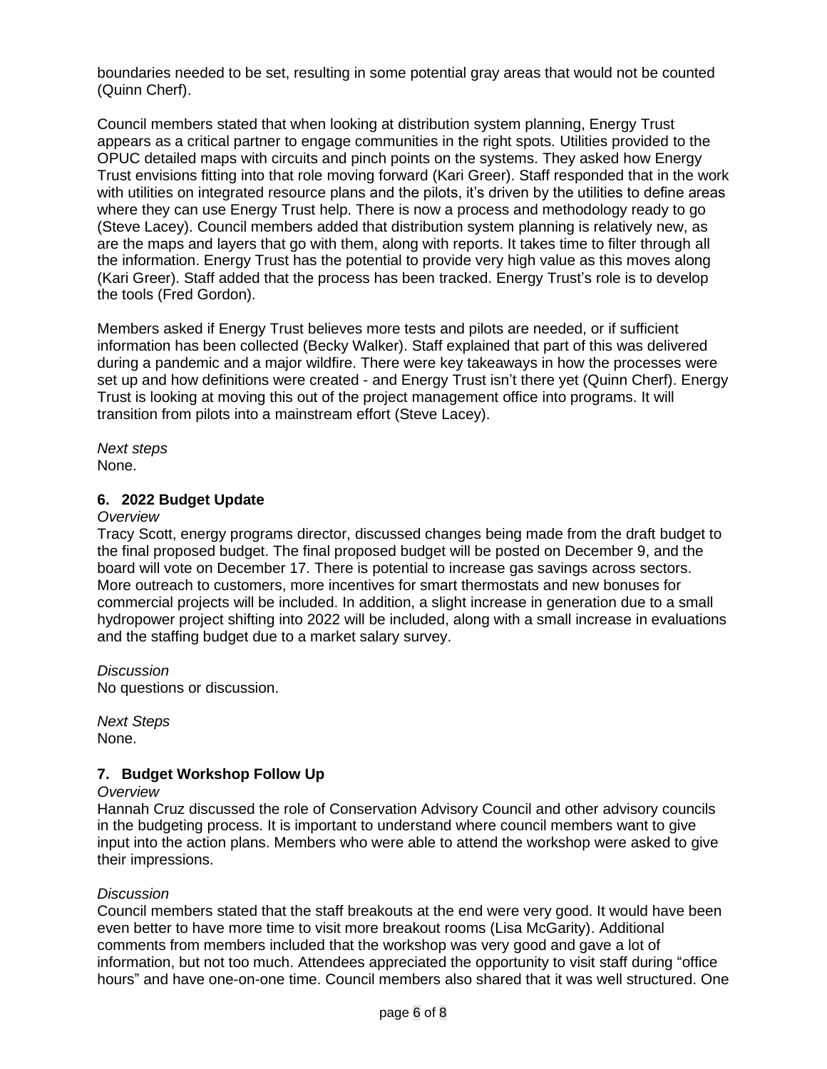boundaries needed to be set, resulting in some potential gray areas that would not be counted (Quinn Cherf).

Council members stated that when looking at distribution system planning, Energy Trust appears as a critical partner to engage communities in the right spots. Utilities provided to the OPUC detailed maps with circuits and pinch points on the systems. They asked how Energy Trust envisions fitting into that role moving forward (Kari Greer). Staff responded that in the work with utilities on integrated resource plans and the pilots, it's driven by the utilities to define areas where they can use Energy Trust help. There is now a process and methodology ready to go (Steve Lacey). Council members added that distribution system planning is relatively new, as are the maps and layers that go with them, along with reports. It takes time to filter through all the information. Energy Trust has the potential to provide very high value as this moves along (Kari Greer). Staff added that the process has been tracked. Energy Trust's role is to develop the tools (Fred Gordon).

Members asked if Energy Trust believes more tests and pilots are needed, or if sufficient information has been collected (Becky Walker). Staff explained that part of this was delivered during a pandemic and a major wildfire. There were key takeaways in how the processes were set up and how definitions were created - and Energy Trust isn't there yet (Quinn Cherf). Energy Trust is looking at moving this out of the project management office into programs. It will transition from pilots into a mainstream effort (Steve Lacey).

*Next steps*
None.

### 6. 2022 Budget Update

*Overview*
Tracy Scott, energy programs director, discussed changes being made from the draft budget to the final proposed budget. The final proposed budget will be posted on December 9, and the board will vote on December 17. There is potential to increase gas savings across sectors. More outreach to customers, more incentives for smart thermostats and new bonuses for commercial projects will be included. In addition, a slight increase in generation due to a small hydropower project shifting into 2022 will be included, along with a small increase in evaluations and the staffing budget due to a market salary survey.

*Discussion*
No questions or discussion.

*Next Steps*
None.

### 7. Budget Workshop Follow Up

*Overview*
Hannah Cruz discussed the role of Conservation Advisory Council and other advisory councils in the budgeting process. It is important to understand where council members want to give input into the action plans. Members who were able to attend the workshop were asked to give their impressions.

*Discussion*
Council members stated that the staff breakouts at the end were very good. It would have been even better to have more time to visit more breakout rooms (Lisa McGarity). Additional comments from members included that the workshop was very good and gave a lot of information, but not too much. Attendees appreciated the opportunity to visit staff during "office hours" and have one-on-one time. Council members also shared that it was well structured. One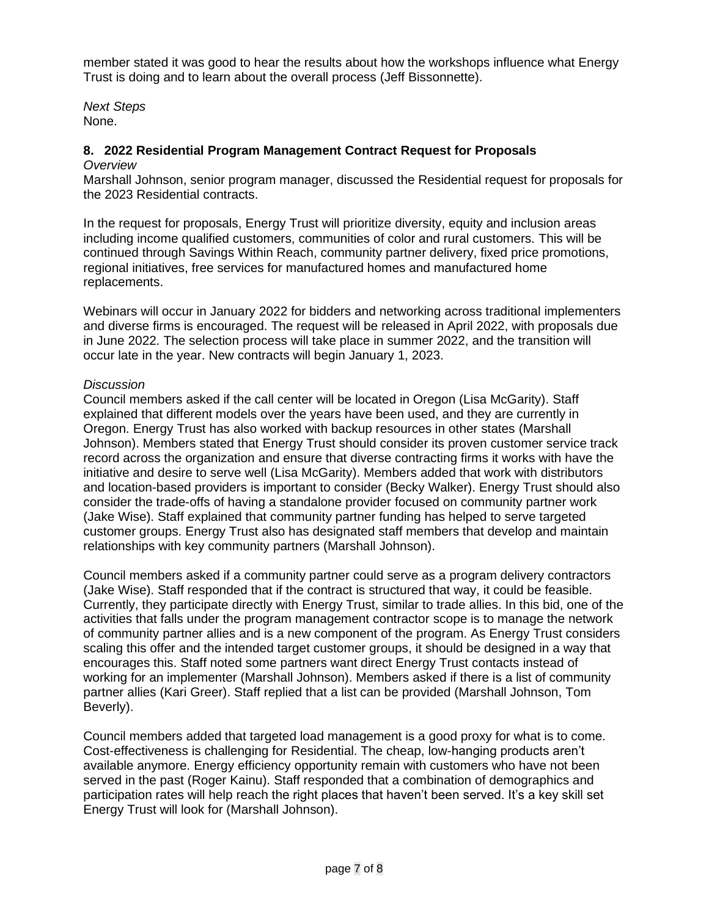member stated it was good to hear the results about how the workshops influence what Energy Trust is doing and to learn about the overall process (Jeff Bissonnette).

*Next Steps*
None.

## 8. 2022 Residential Program Management Contract Request for Proposals

*Overview*
Marshall Johnson, senior program manager, discussed the Residential request for proposals for the 2023 Residential contracts.

In the request for proposals, Energy Trust will prioritize diversity, equity and inclusion areas including income qualified customers, communities of color and rural customers. This will be continued through Savings Within Reach, community partner delivery, fixed price promotions, regional initiatives, free services for manufactured homes and manufactured home replacements.

Webinars will occur in January 2022 for bidders and networking across traditional implementers and diverse firms is encouraged. The request will be released in April 2022, with proposals due in June 2022. The selection process will take place in summer 2022, and the transition will occur late in the year. New contracts will begin January 1, 2023.

*Discussion*
Council members asked if the call center will be located in Oregon (Lisa McGarity). Staff explained that different models over the years have been used, and they are currently in Oregon. Energy Trust has also worked with backup resources in other states (Marshall Johnson). Members stated that Energy Trust should consider its proven customer service track record across the organization and ensure that diverse contracting firms it works with have the initiative and desire to serve well (Lisa McGarity). Members added that work with distributors and location-based providers is important to consider (Becky Walker). Energy Trust should also consider the trade-offs of having a standalone provider focused on community partner work (Jake Wise). Staff explained that community partner funding has helped to serve targeted customer groups. Energy Trust also has designated staff members that develop and maintain relationships with key community partners (Marshall Johnson).

Council members asked if a community partner could serve as a program delivery contractors (Jake Wise). Staff responded that if the contract is structured that way, it could be feasible. Currently, they participate directly with Energy Trust, similar to trade allies. In this bid, one of the activities that falls under the program management contractor scope is to manage the network of community partner allies and is a new component of the program. As Energy Trust considers scaling this offer and the intended target customer groups, it should be designed in a way that encourages this. Staff noted some partners want direct Energy Trust contacts instead of working for an implementer (Marshall Johnson). Members asked if there is a list of community partner allies (Kari Greer). Staff replied that a list can be provided (Marshall Johnson, Tom Beverly).

Council members added that targeted load management is a good proxy for what is to come. Cost-effectiveness is challenging for Residential. The cheap, low-hanging products aren't available anymore. Energy efficiency opportunity remain with customers who have not been served in the past (Roger Kainu). Staff responded that a combination of demographics and participation rates will help reach the right places that haven't been served. It's a key skill set Energy Trust will look for (Marshall Johnson).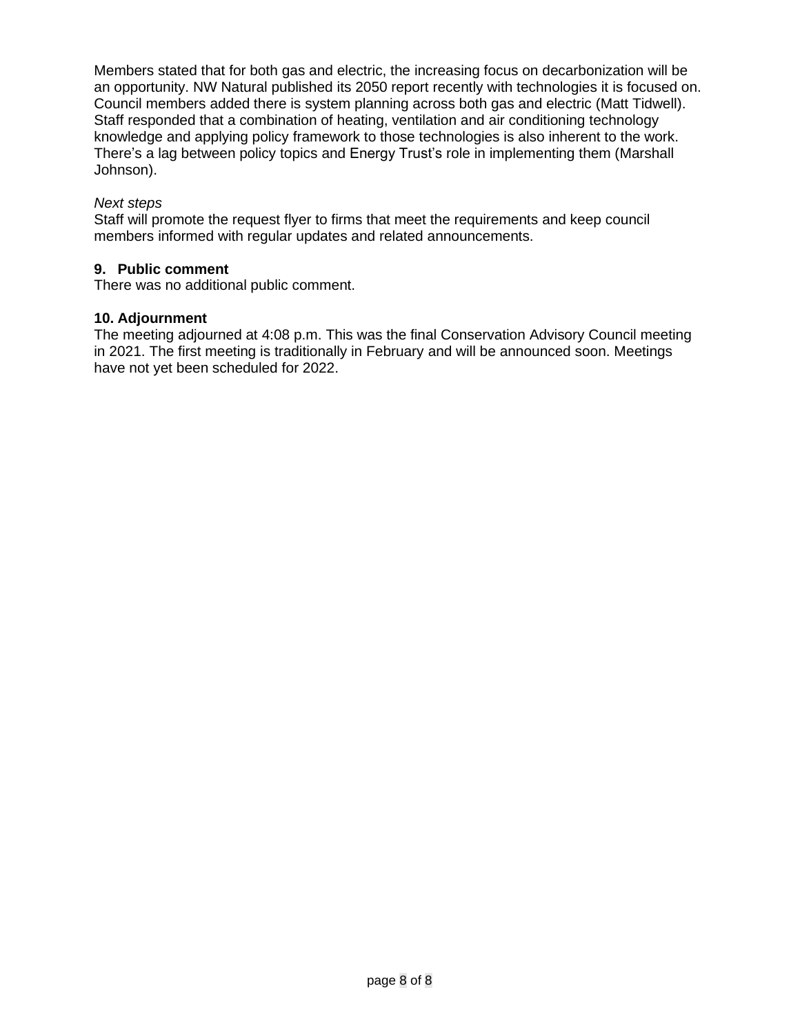Members stated that for both gas and electric, the increasing focus on decarbonization will be an opportunity. NW Natural published its 2050 report recently with technologies it is focused on. Council members added there is system planning across both gas and electric (Matt Tidwell). Staff responded that a combination of heating, ventilation and air conditioning technology knowledge and applying policy framework to those technologies is also inherent to the work. There's a lag between policy topics and Energy Trust's role in implementing them (Marshall Johnson).

*Next steps*
Staff will promote the request flyer to firms that meet the requirements and keep council members informed with regular updates and related announcements.

### 9. Public comment

There was no additional public comment.

### 10. Adjournment

The meeting adjourned at 4:08 p.m. This was the final Conservation Advisory Council meeting in 2021. The first meeting is traditionally in February and will be announced soon. Meetings have not yet been scheduled for 2022.